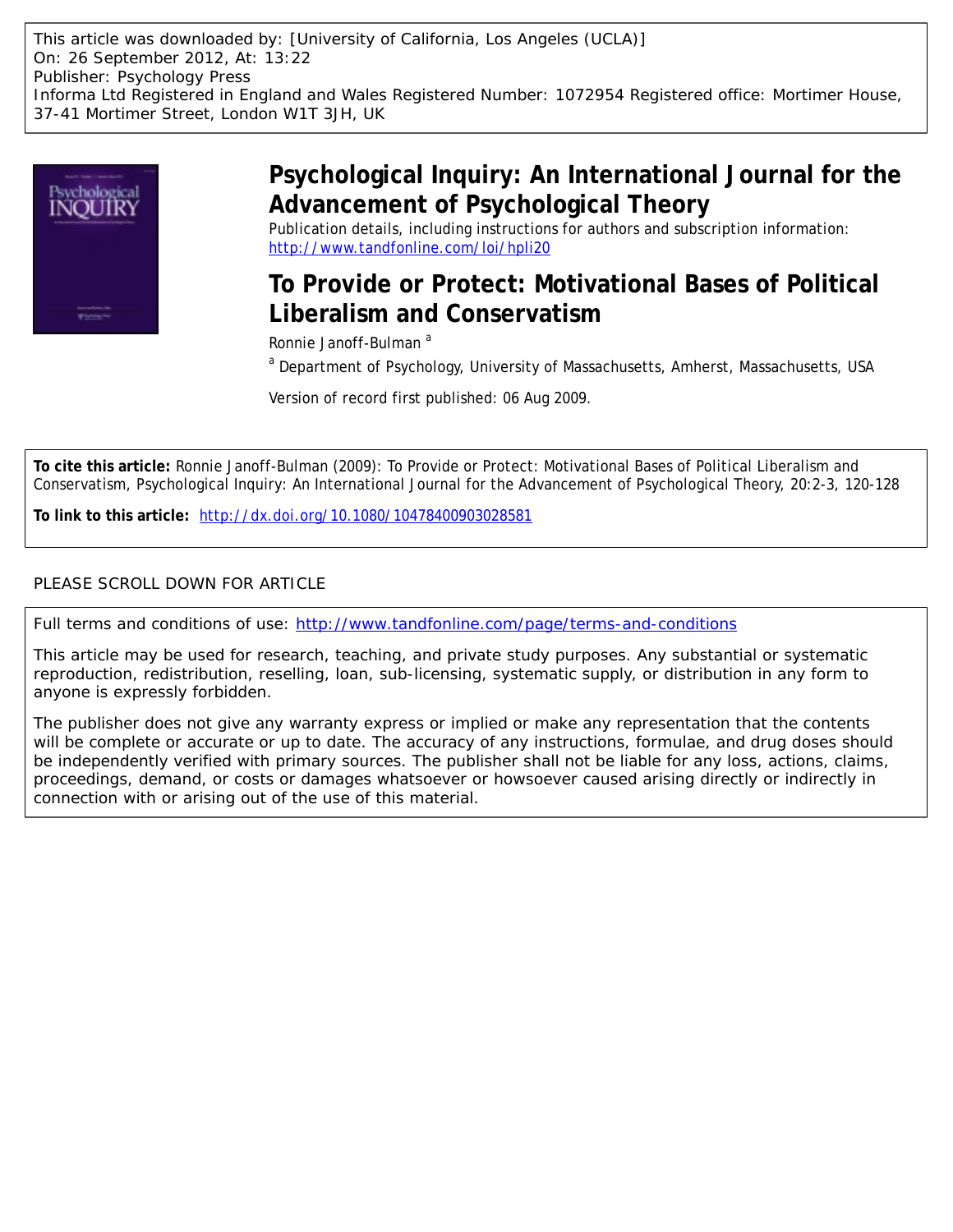This article was downloaded by: [University of California, Los Angeles (UCLA)]
On: 26 September 2012, At: 13:22
Publisher: Psychology Press
Informa Ltd Registered in England and Wales Registered Number: 1072954 Registered office: Mortimer House, 37-41 Mortimer Street, London W1T 3JH, UK

# Psychological Inquiry: An International Journal for the Advancement of Psychological Theory

Publication details, including instructions for authors and subscription information:
http://www.tandfonline.com/loi/hpli20

## To Provide or Protect: Motivational Bases of Political Liberalism and Conservatism

Ronnie Janoff-Bulman [a]

[a] Department of Psychology, University of Massachusetts, Amherst, Massachusetts, USA

Version of record first published: 06 Aug 2009.

**To cite this article:** Ronnie Janoff-Bulman (2009): To Provide or Protect: Motivational Bases of Political Liberalism and Conservatism, Psychological Inquiry: An International Journal for the Advancement of Psychological Theory, 20:2-3, 120-128

**To link to this article:** http://dx.doi.org/10.1080/10478400903028581

PLEASE SCROLL DOWN FOR ARTICLE

Full terms and conditions of use: http://www.tandfonline.com/page/terms-and-conditions

This article may be used for research, teaching, and private study purposes. Any substantial or systematic reproduction, redistribution, reselling, loan, sub-licensing, systematic supply, or distribution in any form to anyone is expressly forbidden.

The publisher does not give any warranty express or implied or make any representation that the contents will be complete or accurate or up to date. The accuracy of any instructions, formulae, and drug doses should be independently verified with primary sources. The publisher shall not be liable for any loss, actions, claims, proceedings, demand, or costs or damages whatsoever or howsoever caused arising directly or indirectly in connection with or arising out of the use of this material.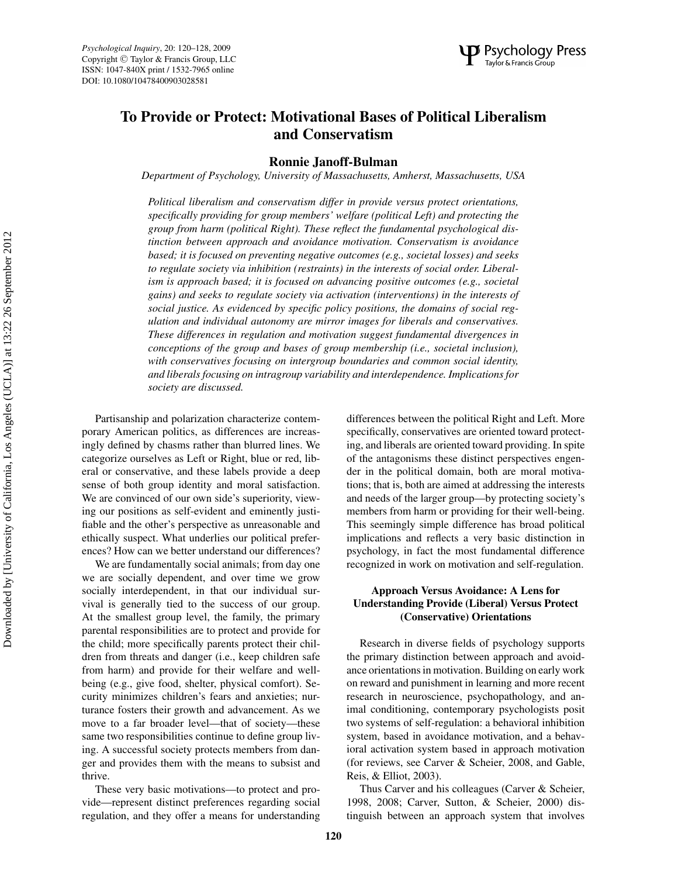# To Provide or Protect: Motivational Bases of Political Liberalism and Conservatism

**Ronnie Janoff-Bulman**

*Department of Psychology, University of Massachusetts, Amherst, Massachusetts, USA*

*Political liberalism and conservatism differ in provide versus protect orientations, specifically providing for group members' welfare (political Left) and protecting the group from harm (political Right). These reflect the fundamental psychological distinction between approach and avoidance motivation. Conservatism is avoidance based; it is focused on preventing negative outcomes (e.g., societal losses) and seeks to regulate society via inhibition (restraints) in the interests of social order. Liberalism is approach based; it is focused on advancing positive outcomes (e.g., societal gains) and seeks to regulate society via activation (interventions) in the interests of social justice. As evidenced by specific policy positions, the domains of social regulation and individual autonomy are mirror images for liberals and conservatives. These differences in regulation and motivation suggest fundamental divergences in conceptions of the group and bases of group membership (i.e., societal inclusion), with conservatives focusing on intergroup boundaries and common social identity, and liberals focusing on intragroup variability and interdependence. Implications for society are discussed.*

Partisanship and polarization characterize contemporary American politics, as differences are increasingly defined by chasms rather than blurred lines. We categorize ourselves as Left or Right, blue or red, liberal or conservative, and these labels provide a deep sense of both group identity and moral satisfaction. We are convinced of our own side's superiority, viewing our positions as self-evident and eminently justifiable and the other's perspective as unreasonable and ethically suspect. What underlies our political preferences? How can we better understand our differences?

We are fundamentally social animals; from day one we are socially dependent, and over time we grow socially interdependent, in that our individual survival is generally tied to the success of our group. At the smallest group level, the family, the primary parental responsibilities are to protect and provide for the child; more specifically parents protect their children from threats and danger (i.e., keep children safe from harm) and provide for their welfare and well-being (e.g., give food, shelter, physical comfort). Security minimizes children's fears and anxieties; nurturance fosters their growth and advancement. As we move to a far broader level—that of society—these same two responsibilities continue to define group living. A successful society protects members from danger and provides them with the means to subsist and thrive.

These very basic motivations—to protect and provide—represent distinct preferences regarding social regulation, and they offer a means for understanding differences between the political Right and Left. More specifically, conservatives are oriented toward protecting, and liberals are oriented toward providing. In spite of the antagonisms these distinct perspectives engender in the political domain, both are moral motivations; that is, both are aimed at addressing the interests and needs of the larger group—by protecting society's members from harm or providing for their well-being. This seemingly simple difference has broad political implications and reflects a very basic distinction in psychology, in fact the most fundamental difference recognized in work on motivation and self-regulation.

## Approach Versus Avoidance: A Lens for Understanding Provide (Liberal) Versus Protect (Conservative) Orientations

Research in diverse fields of psychology supports the primary distinction between approach and avoidance orientations in motivation. Building on early work on reward and punishment in learning and more recent research in neuroscience, psychopathology, and animal conditioning, contemporary psychologists posit two systems of self-regulation: a behavioral inhibition system, based in avoidance motivation, and a behavioral activation system based in approach motivation (for reviews, see Carver & Scheier, 2008, and Gable, Reis, & Elliot, 2003).

Thus Carver and his colleagues (Carver & Scheier, 1998, 2008; Carver, Sutton, & Scheier, 2000) distinguish between an approach system that involves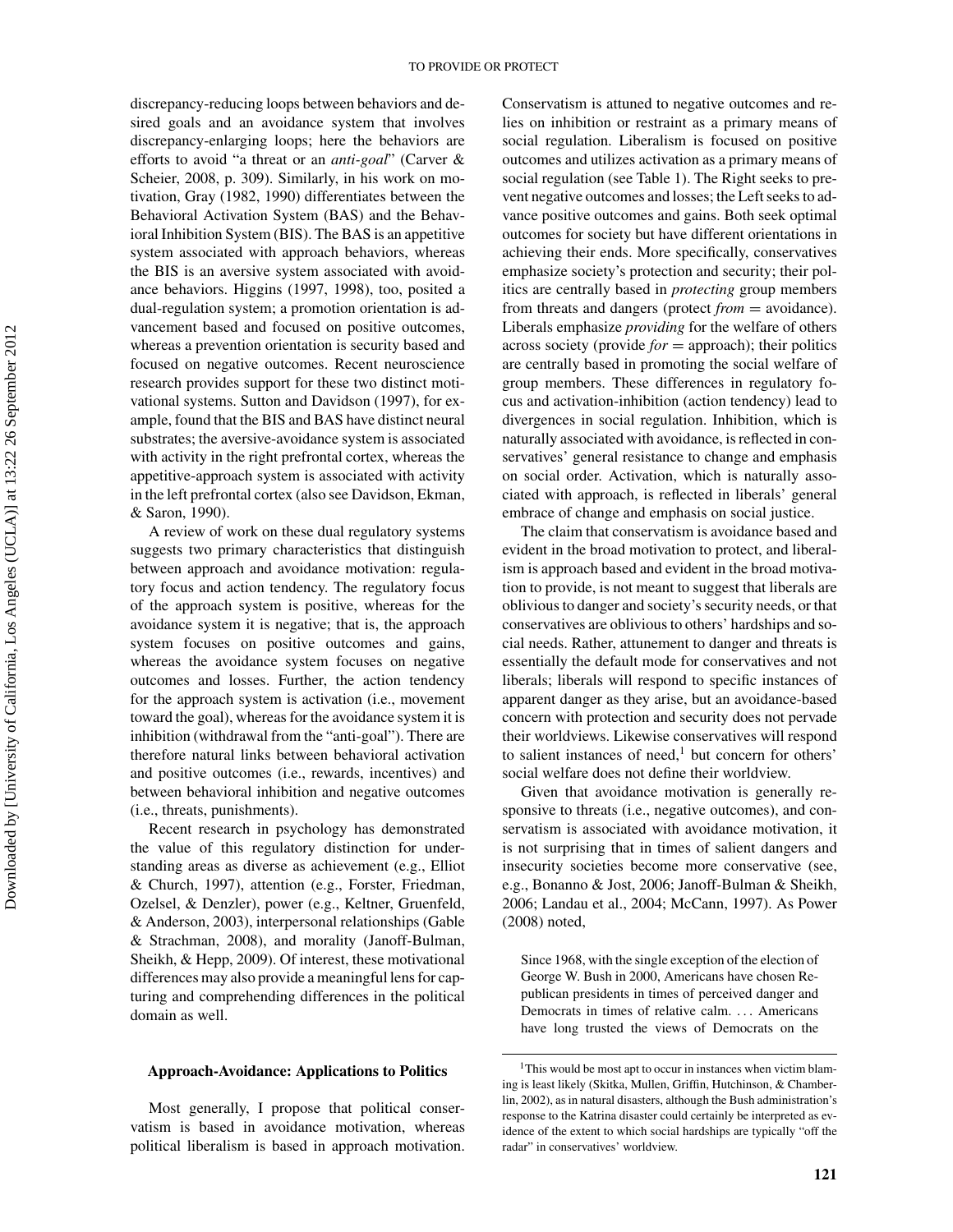discrepancy-reducing loops between behaviors and desired goals and an avoidance system that involves discrepancy-enlarging loops; here the behaviors are efforts to avoid "a threat or an *anti-goal*" (Carver & Scheier, 2008, p. 309). Similarly, in his work on motivation, Gray (1982, 1990) differentiates between the Behavioral Activation System (BAS) and the Behavioral Inhibition System (BIS). The BAS is an appetitive system associated with approach behaviors, whereas the BIS is an aversive system associated with avoidance behaviors. Higgins (1997, 1998), too, posited a dual-regulation system; a promotion orientation is advancement based and focused on positive outcomes, whereas a prevention orientation is security based and focused on negative outcomes. Recent neuroscience research provides support for these two distinct motivational systems. Sutton and Davidson (1997), for example, found that the BIS and BAS have distinct neural substrates; the aversive-avoidance system is associated with activity in the right prefrontal cortex, whereas the appetitive-approach system is associated with activity in the left prefrontal cortex (also see Davidson, Ekman, & Saron, 1990).

A review of work on these dual regulatory systems suggests two primary characteristics that distinguish between approach and avoidance motivation: regulatory focus and action tendency. The regulatory focus of the approach system is positive, whereas for the avoidance system it is negative; that is, the approach system focuses on positive outcomes and gains, whereas the avoidance system focuses on negative outcomes and losses. Further, the action tendency for the approach system is activation (i.e., movement toward the goal), whereas for the avoidance system it is inhibition (withdrawal from the "anti-goal"). There are therefore natural links between behavioral activation and positive outcomes (i.e., rewards, incentives) and between behavioral inhibition and negative outcomes (i.e., threats, punishments).

Recent research in psychology has demonstrated the value of this regulatory distinction for understanding areas as diverse as achievement (e.g., Elliot & Church, 1997), attention (e.g., Forster, Friedman, Ozelsel, & Denzler), power (e.g., Keltner, Gruenfeld, & Anderson, 2003), interpersonal relationships (Gable & Strachman, 2008), and morality (Janoff-Bulman, Sheikh, & Hepp, 2009). Of interest, these motivational differences may also provide a meaningful lens for capturing and comprehending differences in the political domain as well.

## Approach-Avoidance: Applications to Politics

Most generally, I propose that political conservatism is based in avoidance motivation, whereas political liberalism is based in approach motivation. Conservatism is attuned to negative outcomes and relies on inhibition or restraint as a primary means of social regulation. Liberalism is focused on positive outcomes and utilizes activation as a primary means of social regulation (see Table 1). The Right seeks to prevent negative outcomes and losses; the Left seeks to advance positive outcomes and gains. Both seek optimal outcomes for society but have different orientations in achieving their ends. More specifically, conservatives emphasize society's protection and security; their politics are centrally based in *protecting* group members from threats and dangers (protect *from* = avoidance). Liberals emphasize *providing* for the welfare of others across society (provide *for* = approach); their politics are centrally based in promoting the social welfare of group members. These differences in regulatory focus and activation-inhibition (action tendency) lead to divergences in social regulation. Inhibition, which is naturally associated with avoidance, is reflected in conservatives' general resistance to change and emphasis on social order. Activation, which is naturally associated with approach, is reflected in liberals' general embrace of change and emphasis on social justice.

The claim that conservatism is avoidance based and evident in the broad motivation to protect, and liberalism is approach based and evident in the broad motivation to provide, is not meant to suggest that liberals are oblivious to danger and society's security needs, or that conservatives are oblivious to others' hardships and social needs. Rather, attunement to danger and threats is essentially the default mode for conservatives and not liberals; liberals will respond to specific instances of apparent danger as they arise, but an avoidance-based concern with protection and security does not pervade their worldviews. Likewise conservatives will respond to salient instances of need,[1] but concern for others' social welfare does not define their worldview.

Given that avoidance motivation is generally responsive to threats (i.e., negative outcomes), and conservatism is associated with avoidance motivation, it is not surprising that in times of salient dangers and insecurity societies become more conservative (see, e.g., Bonanno & Jost, 2006; Janoff-Bulman & Sheikh, 2006; Landau et al., 2004; McCann, 1997). As Power (2008) noted,

> Since 1968, with the single exception of the election of George W. Bush in 2000, Americans have chosen Republican presidents in times of perceived danger and Democrats in times of relative calm. ... Americans have long trusted the views of Democrats on the

[1] This would be most apt to occur in instances when victim blaming is least likely (Skitka, Mullen, Griffin, Hutchinson, & Chamberlin, 2002), as in natural disasters, although the Bush administration's response to the Katrina disaster could certainly be interpreted as evidence of the extent to which social hardships are typically "off the radar" in conservatives' worldview.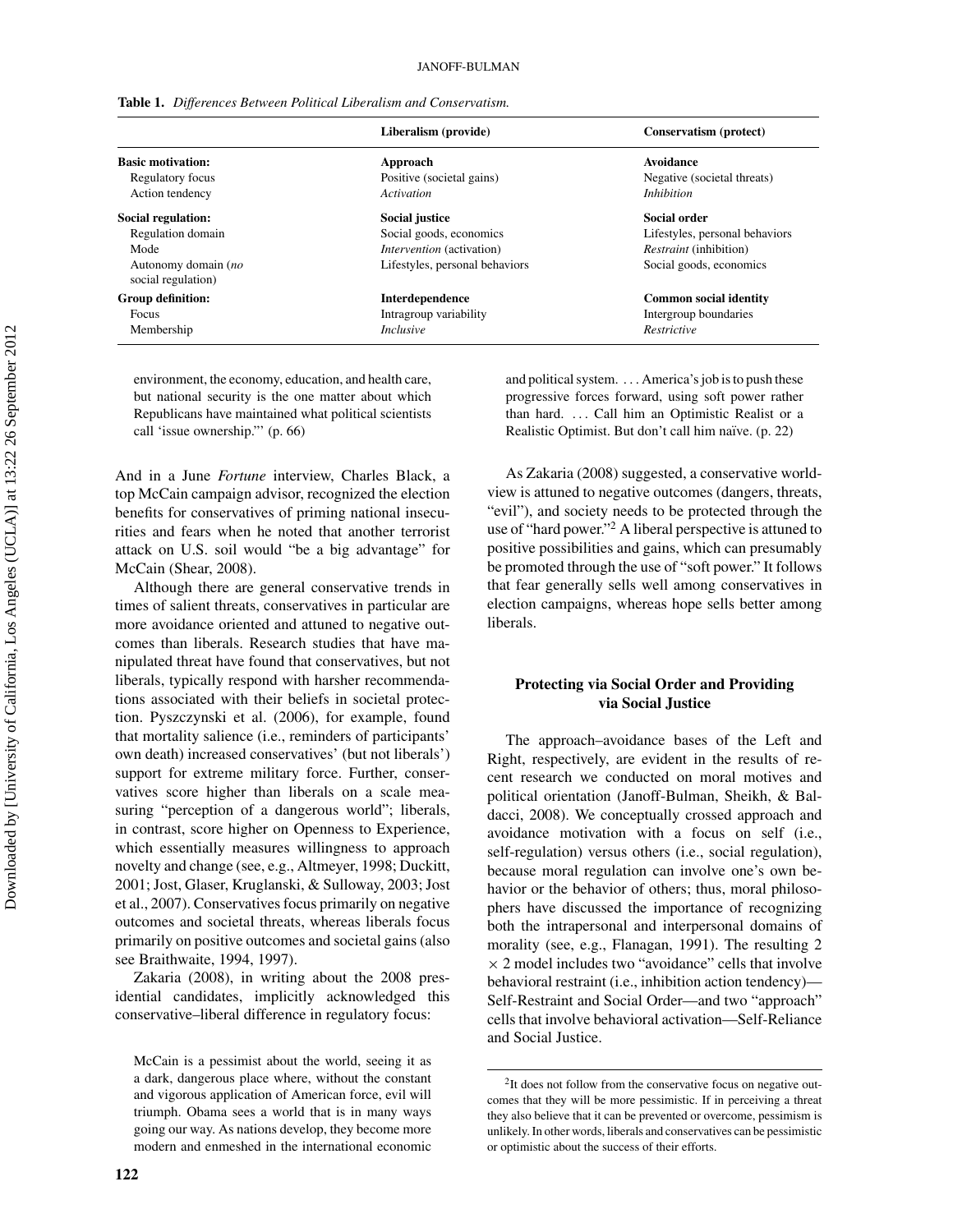**Table 1.** *Differences Between Political Liberalism and Conservatism.*

| | Liberalism (provide) | Conservatism (protect) |
|---|---|---|
| **Basic motivation:** | **Approach** | **Avoidance** |
| Regulatory focus | Positive (societal gains) | Negative (societal threats) |
| Action tendency | *Activation* | *Inhibition* |
| **Social regulation:** | **Social justice** | **Social order** |
| Regulation domain | Social goods, economics | Lifestyles, personal behaviors |
| Mode | *Intervention* (activation) | *Restraint* (inhibition) |
| Autonomy domain (*no* social regulation) | Lifestyles, personal behaviors | Social goods, economics |
| **Group definition:** | **Interdependence** | **Common social identity** |
| Focus | Intragroup variability | Intergroup boundaries |
| Membership | *Inclusive* | *Restrictive* |

> environment, the economy, education, and health care, but national security is the one matter about which Republicans have maintained what political scientists call 'issue ownership.'" (p. 66)

And in a June *Fortune* interview, Charles Black, a top McCain campaign advisor, recognized the election benefits for conservatives of priming national insecurities and fears when he noted that another terrorist attack on U.S. soil would "be a big advantage" for McCain (Shear, 2008).

Although there are general conservative trends in times of salient threats, conservatives in particular are more avoidance oriented and attuned to negative outcomes than liberals. Research studies that have manipulated threat have found that conservatives, but not liberals, typically respond with harsher recommendations associated with their beliefs in societal protection. Pyszczynski et al. (2006), for example, found that mortality salience (i.e., reminders of participants' own death) increased conservatives' (but not liberals') support for extreme military force. Further, conservatives score higher than liberals on a scale measuring "perception of a dangerous world"; liberals, in contrast, score higher on Openness to Experience, which essentially measures willingness to approach novelty and change (see, e.g., Altmeyer, 1998; Duckitt, 2001; Jost, Glaser, Kruglanski, & Sulloway, 2003; Jost et al., 2007). Conservatives focus primarily on negative outcomes and societal threats, whereas liberals focus primarily on positive outcomes and societal gains (also see Braithwaite, 1994, 1997).

Zakaria (2008), in writing about the 2008 presidential candidates, implicitly acknowledged this conservative–liberal difference in regulatory focus:

> McCain is a pessimist about the world, seeing it as a dark, dangerous place where, without the constant and vigorous application of American force, evil will triumph. Obama sees a world that is in many ways going our way. As nations develop, they become more modern and enmeshed in the international economic and political system. ... America's job is to push these progressive forces forward, using soft power rather than hard. ... Call him an Optimistic Realist or a Realistic Optimist. But don't call him naïve. (p. 22)

As Zakaria (2008) suggested, a conservative worldview is attuned to negative outcomes (dangers, threats, "evil"), and society needs to be protected through the use of "hard power."[2] A liberal perspective is attuned to positive possibilities and gains, which can presumably be promoted through the use of "soft power." It follows that fear generally sells well among conservatives in election campaigns, whereas hope sells better among liberals.

## Protecting via Social Order and Providing via Social Justice

The approach–avoidance bases of the Left and Right, respectively, are evident in the results of recent research we conducted on moral motives and political orientation (Janoff-Bulman, Sheikh, & Baldacci, 2008). We conceptually crossed approach and avoidance motivation with a focus on self (i.e., self-regulation) versus others (i.e., social regulation), because moral regulation can involve one's own behavior or the behavior of others; thus, moral philosophers have discussed the importance of recognizing both the intrapersonal and interpersonal domains of morality (see, e.g., Flanagan, 1991). The resulting 2 × 2 model includes two "avoidance" cells that involve behavioral restraint (i.e., inhibition action tendency)—Self-Restraint and Social Order—and two "approach" cells that involve behavioral activation—Self-Reliance and Social Justice.

[2]It does not follow from the conservative focus on negative outcomes that they will be more pessimistic. If in perceiving a threat they also believe that it can be prevented or overcome, pessimism is unlikely. In other words, liberals and conservatives can be pessimistic or optimistic about the success of their efforts.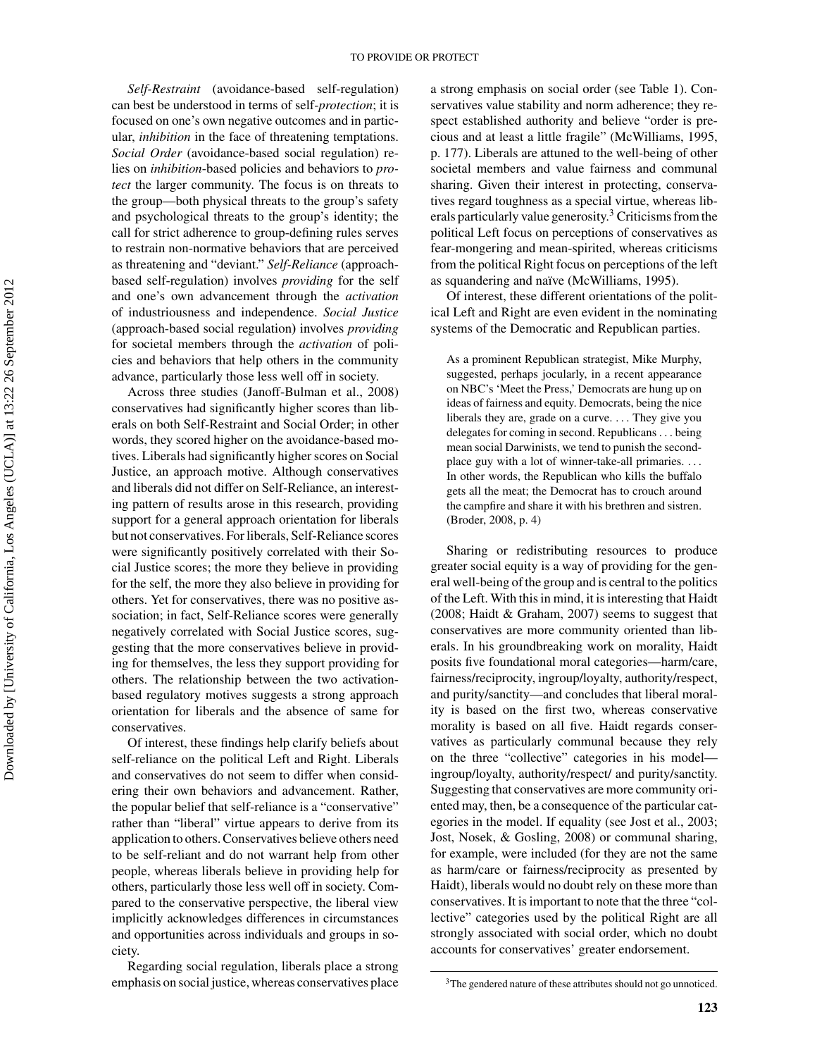*Self-Restraint* (avoidance-based self-regulation) can best be understood in terms of self-*protection*; it is focused on one's own negative outcomes and in particular, *inhibition* in the face of threatening temptations. *Social Order* (avoidance-based social regulation) relies on *inhibition*-based policies and behaviors to *protect* the larger community. The focus is on threats to the group—both physical threats to the group's safety and psychological threats to the group's identity; the call for strict adherence to group-defining rules serves to restrain non-normative behaviors that are perceived as threatening and "deviant." *Self-Reliance* (approach-based self-regulation) involves *providing* for the self and one's own advancement through the *activation* of industriousness and independence. *Social Justice* (approach-based social regulation) involves *providing* for societal members through the *activation* of policies and behaviors that help others in the community advance, particularly those less well off in society.

Across three studies (Janoff-Bulman et al., 2008) conservatives had significantly higher scores than liberals on both Self-Restraint and Social Order; in other words, they scored higher on the avoidance-based motives. Liberals had significantly higher scores on Social Justice, an approach motive. Although conservatives and liberals did not differ on Self-Reliance, an interesting pattern of results arose in this research, providing support for a general approach orientation for liberals but not conservatives. For liberals, Self-Reliance scores were significantly positively correlated with their Social Justice scores; the more they believe in providing for the self, the more they also believe in providing for others. Yet for conservatives, there was no positive association; in fact, Self-Reliance scores were generally negatively correlated with Social Justice scores, suggesting that the more conservatives believe in providing for themselves, the less they support providing for others. The relationship between the two activation-based regulatory motives suggests a strong approach orientation for liberals and the absence of same for conservatives.

Of interest, these findings help clarify beliefs about self-reliance on the political Left and Right. Liberals and conservatives do not seem to differ when considering their own behaviors and advancement. Rather, the popular belief that self-reliance is a "conservative" rather than "liberal" virtue appears to derive from its application to others. Conservatives believe others need to be self-reliant and do not warrant help from other people, whereas liberals believe in providing help for others, particularly those less well off in society. Compared to the conservative perspective, the liberal view implicitly acknowledges differences in circumstances and opportunities across individuals and groups in society.

Regarding social regulation, liberals place a strong emphasis on social justice, whereas conservatives place a strong emphasis on social order (see Table 1). Conservatives value stability and norm adherence; they respect established authority and believe "order is precious and at least a little fragile" (McWilliams, 1995, p. 177). Liberals are attuned to the well-being of other societal members and value fairness and communal sharing. Given their interest in protecting, conservatives regard toughness as a special virtue, whereas liberals particularly value generosity.[3] Criticisms from the political Left focus on perceptions of conservatives as fear-mongering and mean-spirited, whereas criticisms from the political Right focus on perceptions of the left as squandering and naïve (McWilliams, 1995).

Of interest, these different orientations of the political Left and Right are even evident in the nominating systems of the Democratic and Republican parties.

> As a prominent Republican strategist, Mike Murphy, suggested, perhaps jocularly, in a recent appearance on NBC's 'Meet the Press,' Democrats are hung up on ideas of fairness and equity. Democrats, being the nice liberals they are, grade on a curve. . . . They give you delegates for coming in second. Republicans . . . being mean social Darwinists, we tend to punish the second-place guy with a lot of winner-take-all primaries. . . . In other words, the Republican who kills the buffalo gets all the meat; the Democrat has to crouch around the campfire and share it with his brethren and sistren. (Broder, 2008, p. 4)

Sharing or redistributing resources to produce greater social equity is a way of providing for the general well-being of the group and is central to the politics of the Left. With this in mind, it is interesting that Haidt (2008; Haidt & Graham, 2007) seems to suggest that conservatives are more community oriented than liberals. In his groundbreaking work on morality, Haidt posits five foundational moral categories—harm/care, fairness/reciprocity, ingroup/loyalty, authority/respect, and purity/sanctity—and concludes that liberal morality is based on the first two, whereas conservative morality is based on all five. Haidt regards conservatives as particularly communal because they rely on the three "collective" categories in his model—ingroup/loyalty, authority/respect/ and purity/sanctity. Suggesting that conservatives are more community oriented may, then, be a consequence of the particular categories in the model. If equality (see Jost et al., 2003; Jost, Nosek, & Gosling, 2008) or communal sharing, for example, were included (for they are not the same as harm/care or fairness/reciprocity as presented by Haidt), liberals would no doubt rely on these more than conservatives. It is important to note that the three "collective" categories used by the political Right are all strongly associated with social order, which no doubt accounts for conservatives' greater endorsement.

[3]The gendered nature of these attributes should not go unnoticed.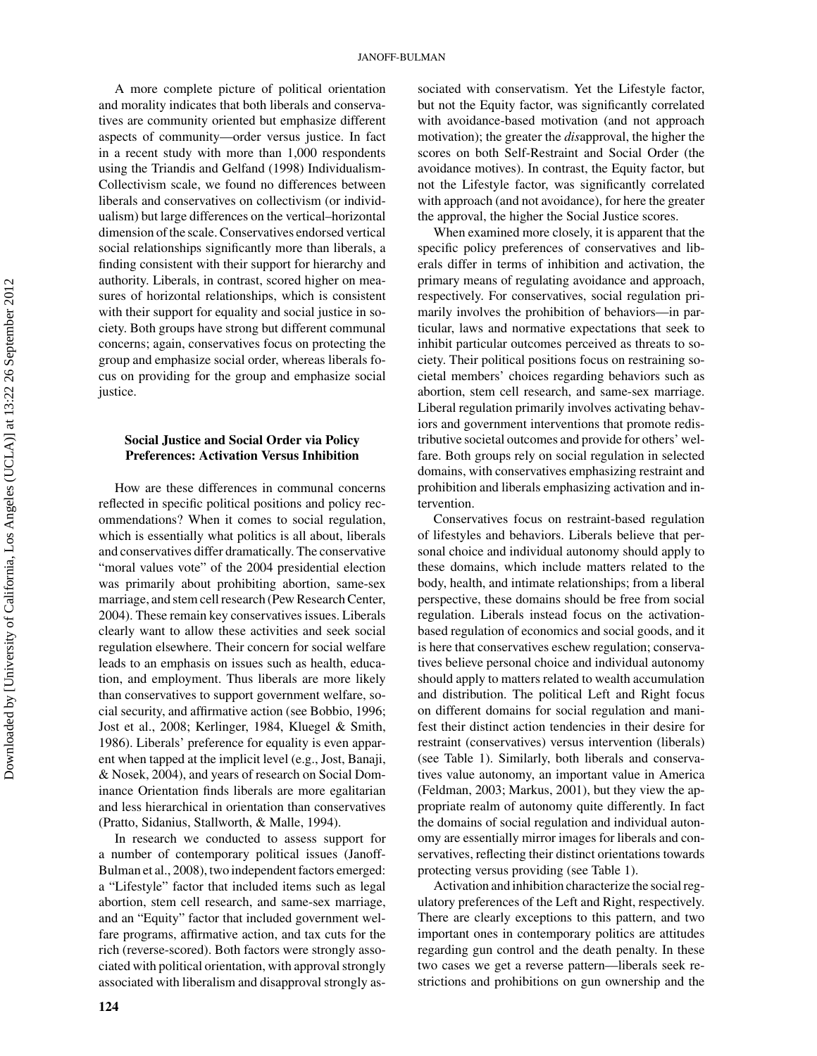A more complete picture of political orientation and morality indicates that both liberals and conservatives are community oriented but emphasize different aspects of community—order versus justice. In fact in a recent study with more than 1,000 respondents using the Triandis and Gelfand (1998) Individualism-Collectivism scale, we found no differences between liberals and conservatives on collectivism (or individualism) but large differences on the vertical–horizontal dimension of the scale. Conservatives endorsed vertical social relationships significantly more than liberals, a finding consistent with their support for hierarchy and authority. Liberals, in contrast, scored higher on measures of horizontal relationships, which is consistent with their support for equality and social justice in society. Both groups have strong but different communal concerns; again, conservatives focus on protecting the group and emphasize social order, whereas liberals focus on providing for the group and emphasize social justice.

### Social Justice and Social Order via Policy Preferences: Activation Versus Inhibition

How are these differences in communal concerns reflected in specific political positions and policy recommendations? When it comes to social regulation, which is essentially what politics is all about, liberals and conservatives differ dramatically. The conservative "moral values vote" of the 2004 presidential election was primarily about prohibiting abortion, same-sex marriage, and stem cell research (Pew Research Center, 2004). These remain key conservatives issues. Liberals clearly want to allow these activities and seek social regulation elsewhere. Their concern for social welfare leads to an emphasis on issues such as health, education, and employment. Thus liberals are more likely than conservatives to support government welfare, social security, and affirmative action (see Bobbio, 1996; Jost et al., 2008; Kerlinger, 1984, Kluegel & Smith, 1986). Liberals' preference for equality is even apparent when tapped at the implicit level (e.g., Jost, Banaji, & Nosek, 2004), and years of research on Social Dominance Orientation finds liberals are more egalitarian and less hierarchical in orientation than conservatives (Pratto, Sidanius, Stallworth, & Malle, 1994).

In research we conducted to assess support for a number of contemporary political issues (Janoff-Bulman et al., 2008), two independent factors emerged: a "Lifestyle" factor that included items such as legal abortion, stem cell research, and same-sex marriage, and an "Equity" factor that included government welfare programs, affirmative action, and tax cuts for the rich (reverse-scored). Both factors were strongly associated with political orientation, with approval strongly associated with liberalism and disapproval strongly associated with conservatism. Yet the Lifestyle factor, but not the Equity factor, was significantly correlated with avoidance-based motivation (and not approach motivation); the greater the *dis*approval, the higher the scores on both Self-Restraint and Social Order (the avoidance motives). In contrast, the Equity factor, but not the Lifestyle factor, was significantly correlated with approach (and not avoidance), for here the greater the approval, the higher the Social Justice scores.

When examined more closely, it is apparent that the specific policy preferences of conservatives and liberals differ in terms of inhibition and activation, the primary means of regulating avoidance and approach, respectively. For conservatives, social regulation primarily involves the prohibition of behaviors—in particular, laws and normative expectations that seek to inhibit particular outcomes perceived as threats to society. Their political positions focus on restraining societal members' choices regarding behaviors such as abortion, stem cell research, and same-sex marriage. Liberal regulation primarily involves activating behaviors and government interventions that promote redistributive societal outcomes and provide for others' welfare. Both groups rely on social regulation in selected domains, with conservatives emphasizing restraint and prohibition and liberals emphasizing activation and intervention.

Conservatives focus on restraint-based regulation of lifestyles and behaviors. Liberals believe that personal choice and individual autonomy should apply to these domains, which include matters related to the body, health, and intimate relationships; from a liberal perspective, these domains should be free from social regulation. Liberals instead focus on the activation-based regulation of economics and social goods, and it is here that conservatives eschew regulation; conservatives believe personal choice and individual autonomy should apply to matters related to wealth accumulation and distribution. The political Left and Right focus on different domains for social regulation and manifest their distinct action tendencies in their desire for restraint (conservatives) versus intervention (liberals) (see Table 1). Similarly, both liberals and conservatives value autonomy, an important value in America (Feldman, 2003; Markus, 2001), but they view the appropriate realm of autonomy quite differently. In fact the domains of social regulation and individual autonomy are essentially mirror images for liberals and conservatives, reflecting their distinct orientations towards protecting versus providing (see Table 1).

Activation and inhibition characterize the social regulatory preferences of the Left and Right, respectively. There are clearly exceptions to this pattern, and two important ones in contemporary politics are attitudes regarding gun control and the death penalty. In these two cases we get a reverse pattern—liberals seek restrictions and prohibitions on gun ownership and the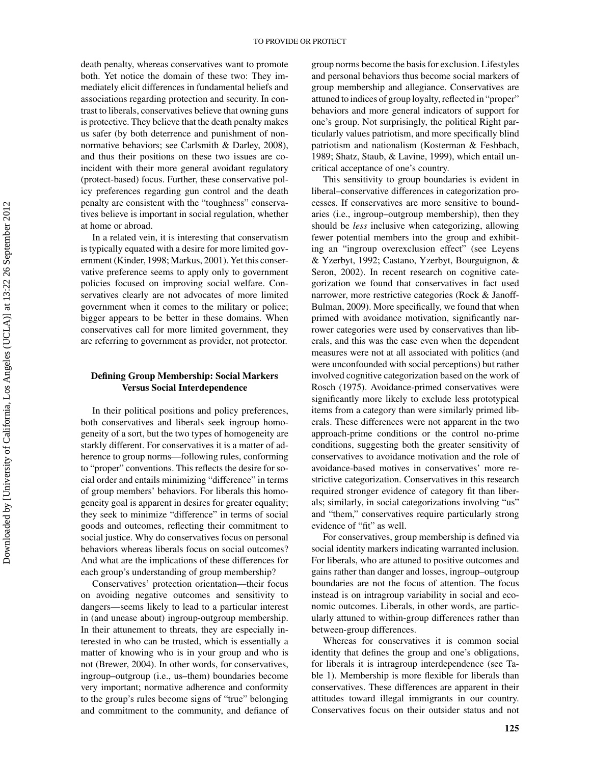death penalty, whereas conservatives want to promote both. Yet notice the domain of these two: They immediately elicit differences in fundamental beliefs and associations regarding protection and security. In contrast to liberals, conservatives believe that owning guns is protective. They believe that the death penalty makes us safer (by both deterrence and punishment of nonnormative behaviors; see Carlsmith & Darley, 2008), and thus their positions on these two issues are coincident with their more general avoidant regulatory (protect-based) focus. Further, these conservative policy preferences regarding gun control and the death penalty are consistent with the "toughness" conservatives believe is important in social regulation, whether at home or abroad.

In a related vein, it is interesting that conservatism is typically equated with a desire for more limited government (Kinder, 1998; Markus, 2001). Yet this conservative preference seems to apply only to government policies focused on improving social welfare. Conservatives clearly are not advocates of more limited government when it comes to the military or police; bigger appears to be better in these domains. When conservatives call for more limited government, they are referring to government as provider, not protector.

## Defining Group Membership: Social Markers Versus Social Interdependence

In their political positions and policy preferences, both conservatives and liberals seek ingroup homogeneity of a sort, but the two types of homogeneity are starkly different. For conservatives it is a matter of adherence to group norms—following rules, conforming to "proper" conventions. This reflects the desire for social order and entails minimizing "difference" in terms of group members' behaviors. For liberals this homogeneity goal is apparent in desires for greater equality; they seek to minimize "difference" in terms of social goods and outcomes, reflecting their commitment to social justice. Why do conservatives focus on personal behaviors whereas liberals focus on social outcomes? And what are the implications of these differences for each group's understanding of group membership?

Conservatives' protection orientation—their focus on avoiding negative outcomes and sensitivity to dangers—seems likely to lead to a particular interest in (and unease about) ingroup-outgroup membership. In their attunement to threats, they are especially interested in who can be trusted, which is essentially a matter of knowing who is in your group and who is not (Brewer, 2004). In other words, for conservatives, ingroup–outgroup (i.e., us–them) boundaries become very important; normative adherence and conformity to the group's rules become signs of "true" belonging and commitment to the community, and defiance of group norms become the basis for exclusion. Lifestyles and personal behaviors thus become social markers of group membership and allegiance. Conservatives are attuned to indices of group loyalty, reflected in "proper" behaviors and more general indicators of support for one's group. Not surprisingly, the political Right particularly values patriotism, and more specifically blind patriotism and nationalism (Kosterman & Feshbach, 1989; Shatz, Staub, & Lavine, 1999), which entail uncritical acceptance of one's country.

This sensitivity to group boundaries is evident in liberal–conservative differences in categorization processes. If conservatives are more sensitive to boundaries (i.e., ingroup–outgroup membership), then they should be *less* inclusive when categorizing, allowing fewer potential members into the group and exhibiting an "ingroup overexclusion effect" (see Leyens & Yzerbyt, 1992; Castano, Yzerbyt, Bourguignon, & Seron, 2002). In recent research on cognitive categorization we found that conservatives in fact used narrower, more restrictive categories (Rock & Janoff-Bulman, 2009). More specifically, we found that when primed with avoidance motivation, significantly narrower categories were used by conservatives than liberals, and this was the case even when the dependent measures were not at all associated with politics (and were unconfounded with social perceptions) but rather involved cognitive categorization based on the work of Rosch (1975). Avoidance-primed conservatives were significantly more likely to exclude less prototypical items from a category than were similarly primed liberals. These differences were not apparent in the two approach-prime conditions or the control no-prime conditions, suggesting both the greater sensitivity of conservatives to avoidance motivation and the role of avoidance-based motives in conservatives' more restrictive categorization. Conservatives in this research required stronger evidence of category fit than liberals; similarly, in social categorizations involving "us" and "them," conservatives require particularly strong evidence of "fit" as well.

For conservatives, group membership is defined via social identity markers indicating warranted inclusion. For liberals, who are attuned to positive outcomes and gains rather than danger and losses, ingroup–outgroup boundaries are not the focus of attention. The focus instead is on intragroup variability in social and economic outcomes. Liberals, in other words, are particularly attuned to within-group differences rather than between-group differences.

Whereas for conservatives it is common social identity that defines the group and one's obligations, for liberals it is intragroup interdependence (see Table 1). Membership is more flexible for liberals than conservatives. These differences are apparent in their attitudes toward illegal immigrants in our country. Conservatives focus on their outsider status and not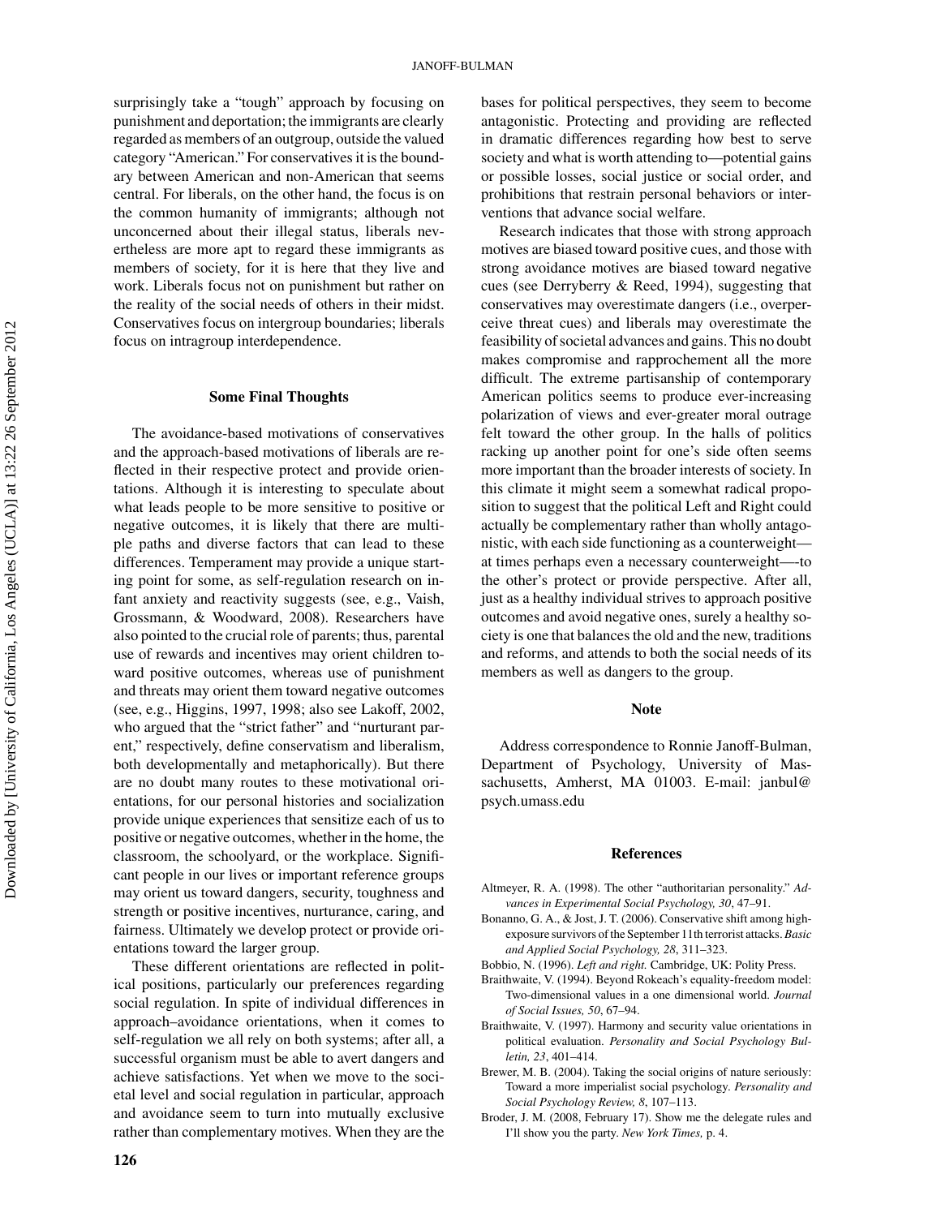surprisingly take a "tough" approach by focusing on punishment and deportation; the immigrants are clearly regarded as members of an outgroup, outside the valued category "American." For conservatives it is the boundary between American and non-American that seems central. For liberals, on the other hand, the focus is on the common humanity of immigrants; although not unconcerned about their illegal status, liberals nevertheless are more apt to regard these immigrants as members of society, for it is here that they live and work. Liberals focus not on punishment but rather on the reality of the social needs of others in their midst. Conservatives focus on intergroup boundaries; liberals focus on intragroup interdependence.

## Some Final Thoughts

The avoidance-based motivations of conservatives and the approach-based motivations of liberals are reflected in their respective protect and provide orientations. Although it is interesting to speculate about what leads people to be more sensitive to positive or negative outcomes, it is likely that there are multiple paths and diverse factors that can lead to these differences. Temperament may provide a unique starting point for some, as self-regulation research on infant anxiety and reactivity suggests (see, e.g., Vaish, Grossmann, & Woodward, 2008). Researchers have also pointed to the crucial role of parents; thus, parental use of rewards and incentives may orient children toward positive outcomes, whereas use of punishment and threats may orient them toward negative outcomes (see, e.g., Higgins, 1997, 1998; also see Lakoff, 2002, who argued that the "strict father" and "nurturant parent," respectively, define conservatism and liberalism, both developmentally and metaphorically). But there are no doubt many routes to these motivational orientations, for our personal histories and socialization provide unique experiences that sensitize each of us to positive or negative outcomes, whether in the home, the classroom, the schoolyard, or the workplace. Significant people in our lives or important reference groups may orient us toward dangers, security, toughness and strength or positive incentives, nurturance, caring, and fairness. Ultimately we develop protect or provide orientations toward the larger group.

These different orientations are reflected in political positions, particularly our preferences regarding social regulation. In spite of individual differences in approach–avoidance orientations, when it comes to self-regulation we all rely on both systems; after all, a successful organism must be able to avert dangers and achieve satisfactions. Yet when we move to the societal level and social regulation in particular, approach and avoidance seem to turn into mutually exclusive rather than complementary motives. When they are the bases for political perspectives, they seem to become antagonistic. Protecting and providing are reflected in dramatic differences regarding how best to serve society and what is worth attending to—potential gains or possible losses, social justice or social order, and prohibitions that restrain personal behaviors or interventions that advance social welfare.

Research indicates that those with strong approach motives are biased toward positive cues, and those with strong avoidance motives are biased toward negative cues (see Derryberry & Reed, 1994), suggesting that conservatives may overestimate dangers (i.e., overperceive threat cues) and liberals may overestimate the feasibility of societal advances and gains. This no doubt makes compromise and rapprochement all the more difficult. The extreme partisanship of contemporary American politics seems to produce ever-increasing polarization of views and ever-greater moral outrage felt toward the other group. In the halls of politics racking up another point for one's side often seems more important than the broader interests of society. In this climate it might seem a somewhat radical proposition to suggest that the political Left and Right could actually be complementary rather than wholly antagonistic, with each side functioning as a counterweight—at times perhaps even a necessary counterweight—to the other's protect or provide perspective. After all, just as a healthy individual strives to approach positive outcomes and avoid negative ones, surely a healthy society is one that balances the old and the new, traditions and reforms, and attends to both the social needs of its members as well as dangers to the group.

## Note

Address correspondence to Ronnie Janoff-Bulman, Department of Psychology, University of Massachusetts, Amherst, MA 01003. E-mail: janbul@psych.umass.edu

## References

Altmeyer, R. A. (1998). The other "authoritarian personality." *Advances in Experimental Social Psychology, 30*, 47–91.

Bonanno, G. A., & Jost, J. T. (2006). Conservative shift among high-exposure survivors of the September 11th terrorist attacks. *Basic and Applied Social Psychology, 28*, 311–323.

Bobbio, N. (1996). *Left and right.* Cambridge, UK: Polity Press.

Braithwaite, V. (1994). Beyond Rokeach's equality-freedom model: Two-dimensional values in a one dimensional world. *Journal of Social Issues, 50*, 67–94.

Braithwaite, V. (1997). Harmony and security value orientations in political evaluation. *Personality and Social Psychology Bulletin, 23*, 401–414.

Brewer, M. B. (2004). Taking the social origins of nature seriously: Toward a more imperialist social psychology. *Personality and Social Psychology Review, 8*, 107–113.

Broder, J. M. (2008, February 17). Show me the delegate rules and I'll show you the party. *New York Times,* p. 4.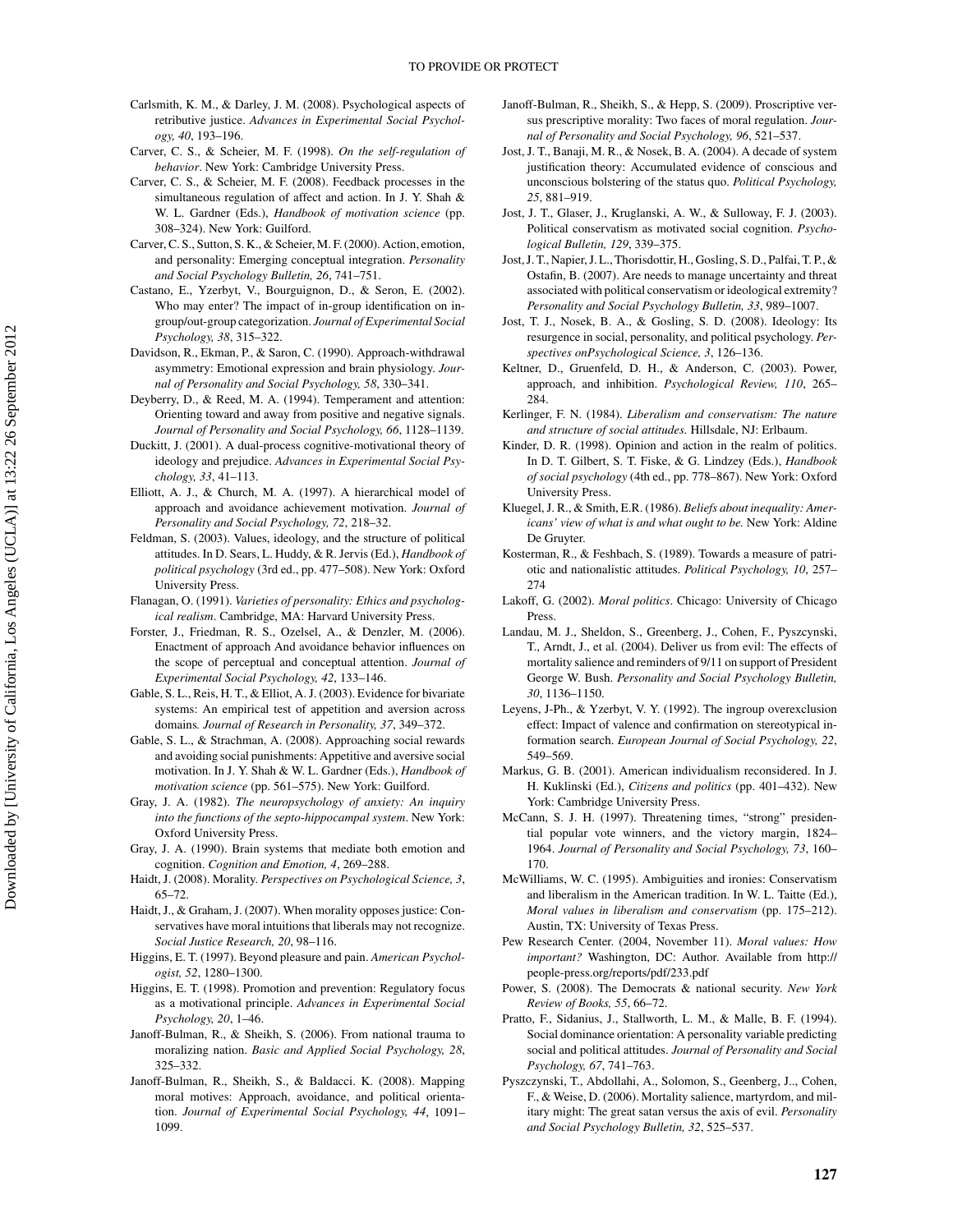Carlsmith, K. M., & Darley, J. M. (2008). Psychological aspects of retributive justice. *Advances in Experimental Social Psychology, 40*, 193–196.

Carver, C. S., & Scheier, M. F. (1998). *On the self-regulation of behavior*. New York: Cambridge University Press.

Carver, C. S., & Scheier, M. F. (2008). Feedback processes in the simultaneous regulation of affect and action. In J. Y. Shah & W. L. Gardner (Eds.), *Handbook of motivation science* (pp. 308–324). New York: Guilford.

Carver, C. S., Sutton, S. K., & Scheier, M. F. (2000). Action, emotion, and personality: Emerging conceptual integration. *Personality and Social Psychology Bulletin, 26*, 741–751.

Castano, E., Yzerbyt, V., Bourguignon, D., & Seron, E. (2002). Who may enter? The impact of in-group identification on in-group/out-group categorization. *Journal of Experimental Social Psychology, 38*, 315–322.

Davidson, R., Ekman, P., & Saron, C. (1990). Approach-withdrawal asymmetry: Emotional expression and brain physiology. *Journal of Personality and Social Psychology, 58*, 330–341.

Deyberry, D., & Reed, M. A. (1994). Temperament and attention: Orienting toward and away from positive and negative signals. *Journal of Personality and Social Psychology, 66*, 1128–1139.

Duckitt, J. (2001). A dual-process cognitive-motivational theory of ideology and prejudice. *Advances in Experimental Social Psychology, 33*, 41–113.

Elliott, A. J., & Church, M. A. (1997). A hierarchical model of approach and avoidance achievement motivation. *Journal of Personality and Social Psychology, 72*, 218–32.

Feldman, S. (2003). Values, ideology, and the structure of political attitudes. In D. Sears, L. Huddy, & R. Jervis (Ed.), *Handbook of political psychology* (3rd ed., pp. 477–508). New York: Oxford University Press.

Flanagan, O. (1991). *Varieties of personality: Ethics and psychological realism*. Cambridge, MA: Harvard University Press.

Forster, J., Friedman, R. S., Ozelsel, A., & Denzler, M. (2006). Enactment of approach And avoidance behavior influences on the scope of perceptual and conceptual attention. *Journal of Experimental Social Psychology, 42*, 133–146.

Gable, S. L., Reis, H. T., & Elliot, A. J. (2003). Evidence for bivariate systems: An empirical test of appetition and aversion across domains. *Journal of Research in Personality, 37*, 349–372.

Gable, S. L., & Strachman, A. (2008). Approaching social rewards and avoiding social punishments: Appetitive and aversive social motivation. In J. Y. Shah & W. L. Gardner (Eds.), *Handbook of motivation science* (pp. 561–575). New York: Guilford.

Gray, J. A. (1982). *The neuropsychology of anxiety: An inquiry into the functions of the septo-hippocampal system*. New York: Oxford University Press.

Gray, J. A. (1990). Brain systems that mediate both emotion and cognition. *Cognition and Emotion, 4*, 269–288.

Haidt, J. (2008). Morality. *Perspectives on Psychological Science, 3*, 65–72.

Haidt, J., & Graham, J. (2007). When morality opposes justice: Conservatives have moral intuitions that liberals may not recognize. *Social Justice Research, 20*, 98–116.

Higgins, E. T. (1997). Beyond pleasure and pain. *American Psychologist, 52*, 1280–1300.

Higgins, E. T. (1998). Promotion and prevention: Regulatory focus as a motivational principle. *Advances in Experimental Social Psychology, 20*, 1–46.

Janoff-Bulman, R., & Sheikh, S. (2006). From national trauma to moralizing nation. *Basic and Applied Social Psychology, 28*, 325–332.

Janoff-Bulman, R., Sheikh, S., & Baldacci. K. (2008). Mapping moral motives: Approach, avoidance, and political orientation. *Journal of Experimental Social Psychology, 44*, 1091–1099.

Janoff-Bulman, R., Sheikh, S., & Hepp, S. (2009). Proscriptive versus prescriptive morality: Two faces of moral regulation. *Journal of Personality and Social Psychology, 96*, 521–537.

Jost, J. T., Banaji, M. R., & Nosek, B. A. (2004). A decade of system justification theory: Accumulated evidence of conscious and unconscious bolstering of the status quo. *Political Psychology, 25*, 881–919.

Jost, J. T., Glaser, J., Kruglanski, A. W., & Sulloway, F. J. (2003). Political conservatism as motivated social cognition. *Psychological Bulletin, 129*, 339–375.

Jost, J. T., Napier, J. L., Thorisdottir, H., Gosling, S. D., Palfai, T. P., & Ostafin, B. (2007). Are needs to manage uncertainty and threat associated with political conservatism or ideological extremity? *Personality and Social Psychology Bulletin, 33*, 989–1007.

Jost, T. J., Nosek, B. A., & Gosling, S. D. (2008). Ideology: Its resurgence in social, personality, and political psychology. *Perspectives onPsychological Science, 3*, 126–136.

Keltner, D., Gruenfeld, D. H., & Anderson, C. (2003). Power, approach, and inhibition. *Psychological Review, 110*, 265–284.

Kerlinger, F. N. (1984). *Liberalism and conservatism: The nature and structure of social attitudes.* Hillsdale, NJ: Erlbaum.

Kinder, D. R. (1998). Opinion and action in the realm of politics. In D. T. Gilbert, S. T. Fiske, & G. Lindzey (Eds.), *Handbook of social psychology* (4th ed., pp. 778–867). New York: Oxford University Press.

Kluegel, J. R., & Smith, E.R. (1986). *Beliefs about inequality: Americans' view of what is and what ought to be.* New York: Aldine De Gruyter.

Kosterman, R., & Feshbach, S. (1989). Towards a measure of patriotic and nationalistic attitudes. *Political Psychology, 10*, 257–274

Lakoff, G. (2002). *Moral politics*. Chicago: University of Chicago Press.

Landau, M. J., Sheldon, S., Greenberg, J., Cohen, F., Pyszcynski, T., Arndt, J., et al. (2004). Deliver us from evil: The effects of mortality salience and reminders of 9/11 on support of President George W. Bush. *Personality and Social Psychology Bulletin, 30*, 1136–1150.

Leyens, J-Ph., & Yzerbyt, V. Y. (1992). The ingroup overexclusion effect: Impact of valence and confirmation on stereotypical information search. *European Journal of Social Psychology, 22*, 549–569.

Markus, G. B. (2001). American individualism reconsidered. In J. H. Kuklinski (Ed.), *Citizens and politics* (pp. 401–432). New York: Cambridge University Press.

McCann, S. J. H. (1997). Threatening times, "strong" presidential popular vote winners, and the victory margin, 1824–1964. *Journal of Personality and Social Psychology, 73*, 160–170.

McWilliams, W. C. (1995). Ambiguities and ironies: Conservatism and liberalism in the American tradition. In W. L. Taitte (Ed.), *Moral values in liberalism and conservatism* (pp. 175–212). Austin, TX: University of Texas Press.

Pew Research Center. (2004, November 11). *Moral values: How important?* Washington, DC: Author. Available from http://people-press.org/reports/pdf/233.pdf

Power, S. (2008). The Democrats & national security. *New York Review of Books, 55*, 66–72.

Pratto, F., Sidanius, J., Stallworth, L. M., & Malle, B. F. (1994). Social dominance orientation: A personality variable predicting social and political attitudes. *Journal of Personality and Social Psychology, 67*, 741–763.

Pyszczynski, T., Abdollahi, A., Solomon, S., Geenberg, J.., Cohen, F., & Weise, D. (2006). Mortality salience, martyrdom, and military might: The great satan versus the axis of evil. *Personality and Social Psychology Bulletin, 32*, 525–537.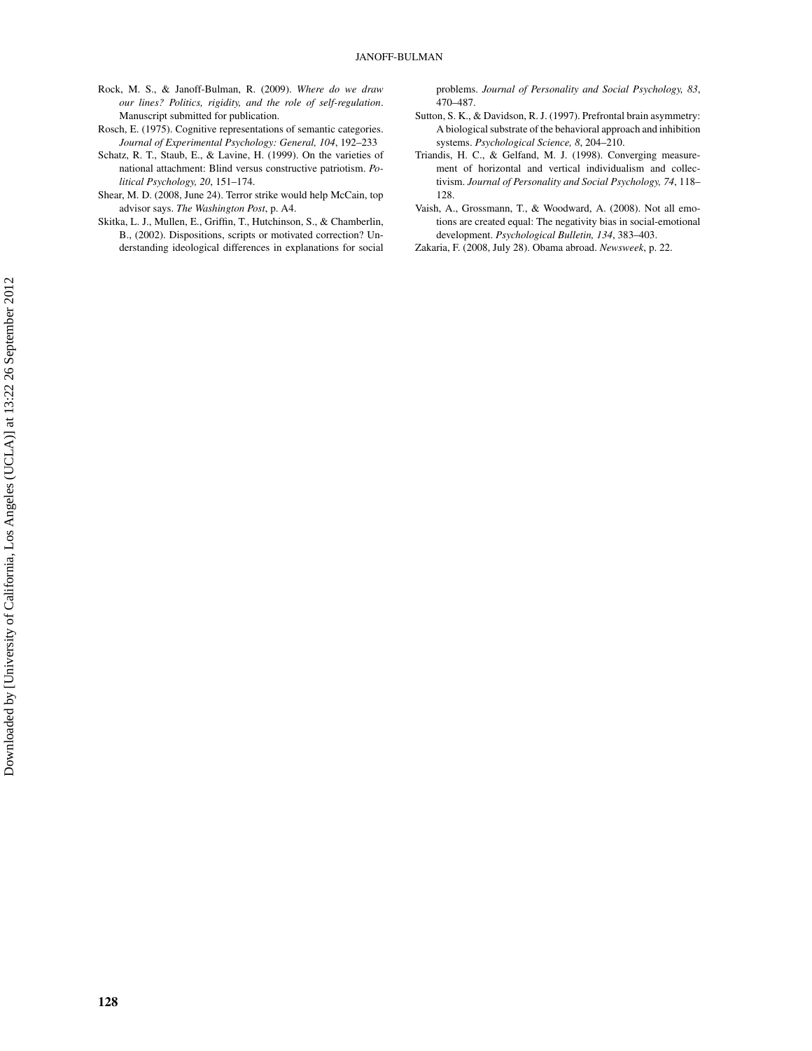Rock, M. S., & Janoff-Bulman, R. (2009). *Where do we draw our lines? Politics, rigidity, and the role of self-regulation*. Manuscript submitted for publication.

Rosch, E. (1975). Cognitive representations of semantic categories. *Journal of Experimental Psychology: General, 104*, 192–233

Schatz, R. T., Staub, E., & Lavine, H. (1999). On the varieties of national attachment: Blind versus constructive patriotism. *Political Psychology, 20*, 151–174.

Shear, M. D. (2008, June 24). Terror strike would help McCain, top advisor says. *The Washington Post*, p. A4.

Skitka, L. J., Mullen, E., Griffin, T., Hutchinson, S., & Chamberlin, B., (2002). Dispositions, scripts or motivated correction? Understanding ideological differences in explanations for social problems. *Journal of Personality and Social Psychology, 83*, 470–487.

Sutton, S. K., & Davidson, R. J. (1997). Prefrontal brain asymmetry: A biological substrate of the behavioral approach and inhibition systems. *Psychological Science, 8*, 204–210.

Triandis, H. C., & Gelfand, M. J. (1998). Converging measurement of horizontal and vertical individualism and collectivism. *Journal of Personality and Social Psychology, 74*, 118–128.

Vaish, A., Grossmann, T., & Woodward, A. (2008). Not all emotions are created equal: The negativity bias in social-emotional development. *Psychological Bulletin, 134*, 383–403.

Zakaria, F. (2008, July 28). Obama abroad. *Newsweek*, p. 22.